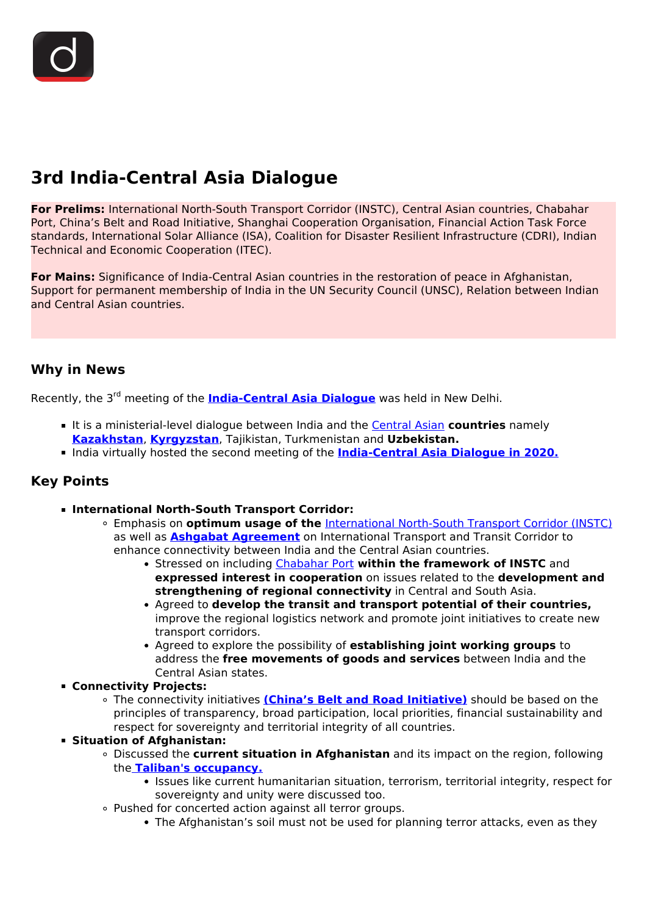# 3rd India-Central Asia Dialogue

**For Prelims:** International North-South Transport Corridor (INSTC), Central Asian countries, Chabahar Port, China's Belt and Road Initiative, Shanghai Cooperation Organisation, Financial Action Task Force standards, International Solar Alliance (ISA), Coalition for Disaster Resilient Infrastructure (CDRI), Indian Technical and Economic Cooperation (ITEC).

**For Mains:** Significance of India-Central Asian countries in the restoration of peace in Afghanistan, Support for permanent membership of India in the UN Security Council (UNSC), Relation between Indian and Central Asian countries.

## Why in News

Recently, the 3rd meeting of the **India-Central Asia Dialogue** was held in New Delhi.

- It is a ministerial-level dialogue between India and the Central Asian **countries** namely **Kazakhstan**, **Kyrgyzstan**, Tajikistan, Turkmenistan and **Uzbekistan.**
- India virtually hosted the second meeting of the **India-Central Asia Dialogue in 2020.**

## Key Points

- **International North-South Transport Corridor:**
  - Emphasis on **optimum usage of the** International North-South Transport Corridor (INSTC) as well as **Ashgabat Agreement** on International Transport and Transit Corridor to enhance connectivity between India and the Central Asian countries.
    - Stressed on including Chabahar Port **within the framework of INSTC** and **expressed interest in cooperation** on issues related to the **development and strengthening of regional connectivity** in Central and South Asia.
    - Agreed to **develop the transit and transport potential of their countries,** improve the regional logistics network and promote joint initiatives to create new transport corridors.
    - Agreed to explore the possibility of **establishing joint working groups** to address the **free movements of goods and services** between India and the Central Asian states.
- **Connectivity Projects:**
  - The connectivity initiatives **(China's Belt and Road Initiative)** should be based on the principles of transparency, broad participation, local priorities, financial sustainability and respect for sovereignty and territorial integrity of all countries.
- **Situation of Afghanistan:**
  - Discussed the **current situation in Afghanistan** and its impact on the region, following the **Taliban's occupancy.**
    - Issues like current humanitarian situation, terrorism, territorial integrity, respect for sovereignty and unity were discussed too.
  - Pushed for concerted action against all terror groups.
    - The Afghanistan's soil must not be used for planning terror attacks, even as they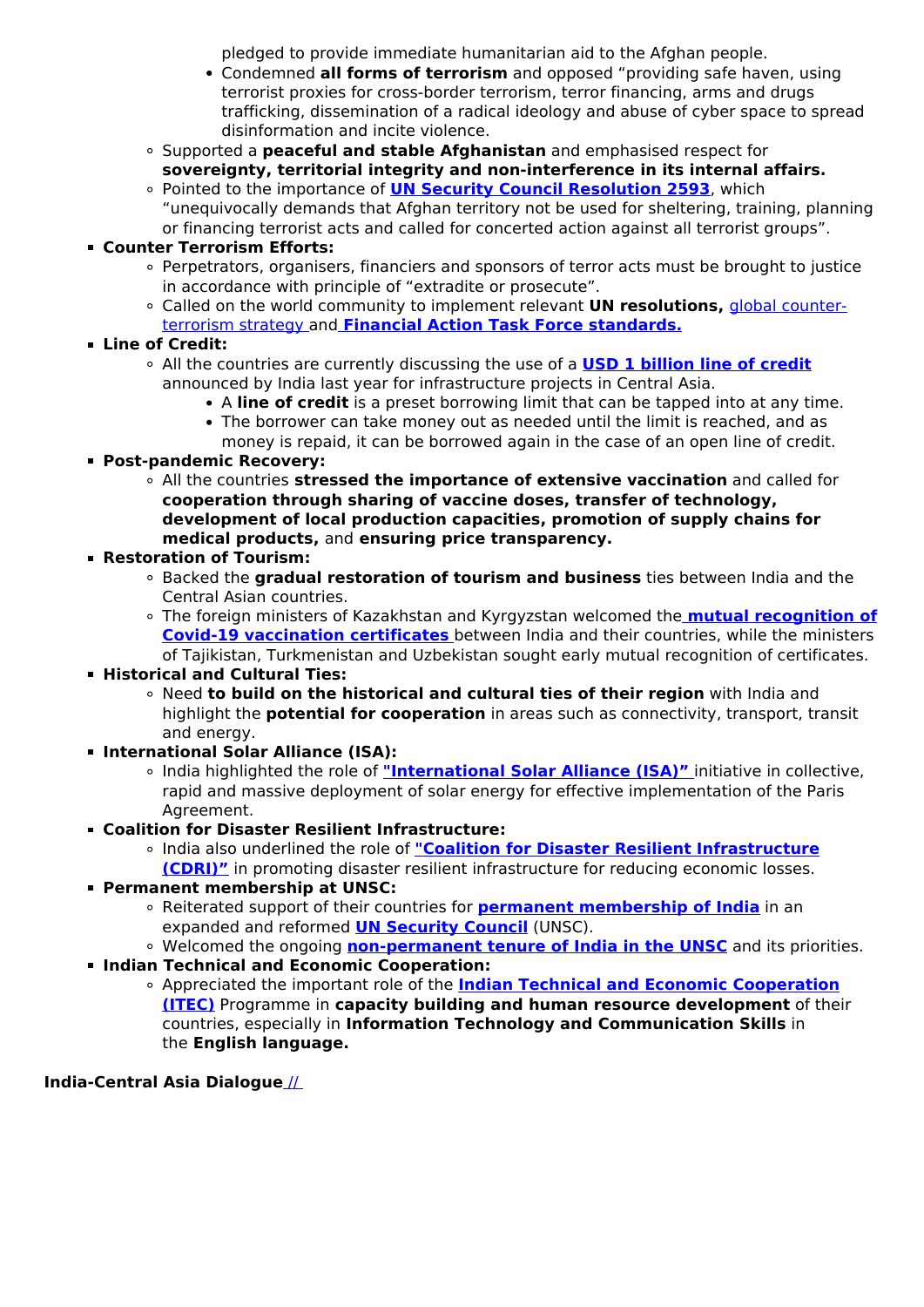pledged to provide immediate humanitarian aid to the Afghan people.
      - Condemned **all forms of terrorism** and opposed "providing safe haven, using terrorist proxies for cross-border terrorism, terror financing, arms and drugs trafficking, dissemination of a radical ideology and abuse of cyber space to spread disinformation and incite violence.
    - Supported a **peaceful and stable Afghanistan** and emphasised respect for **sovereignty, territorial integrity and non-interference in its internal affairs.**
    - Pointed to the importance of **UN Security Council Resolution 2593**, which "unequivocally demands that Afghan territory not be used for sheltering, training, planning or financing terrorist acts and called for concerted action against all terrorist groups".
  - **Counter Terrorism Efforts:**
    - Perpetrators, organisers, financiers and sponsors of terror acts must be brought to justice in accordance with principle of "extradite or prosecute".
    - Called on the world community to implement relevant **UN resolutions,** global counter-terrorism strategy and **Financial Action Task Force standards.**
  - **Line of Credit:**
    - All the countries are currently discussing the use of a **USD 1 billion line of credit** announced by India last year for infrastructure projects in Central Asia.
      - A **line of credit** is a preset borrowing limit that can be tapped into at any time.
      - The borrower can take money out as needed until the limit is reached, and as money is repaid, it can be borrowed again in the case of an open line of credit.
  - **Post-pandemic Recovery:**
    - All the countries **stressed the importance of extensive vaccination** and called for **cooperation through sharing of vaccine doses, transfer of technology, development of local production capacities, promotion of supply chains for medical products,** and **ensuring price transparency.**
  - **Restoration of Tourism:**
    - Backed the **gradual restoration of tourism and business** ties between India and the Central Asian countries.
    - The foreign ministers of Kazakhstan and Kyrgyzstan welcomed the **mutual recognition of Covid-19 vaccination certificates** between India and their countries, while the ministers of Tajikistan, Turkmenistan and Uzbekistan sought early mutual recognition of certificates.
  - **Historical and Cultural Ties:**
    - Need **to build on the historical and cultural ties of their region** with India and highlight the **potential for cooperation** in areas such as connectivity, transport, transit and energy.
  - **International Solar Alliance (ISA):**
    - India highlighted the role of **"International Solar Alliance (ISA)"** initiative in collective, rapid and massive deployment of solar energy for effective implementation of the Paris Agreement.
  - **Coalition for Disaster Resilient Infrastructure:**
    - India also underlined the role of **"Coalition for Disaster Resilient Infrastructure (CDRI)"** in promoting disaster resilient infrastructure for reducing economic losses.
  - **Permanent membership at UNSC:**
    - Reiterated support of their countries for **permanent membership of India** in an expanded and reformed **UN Security Council** (UNSC).
    - Welcomed the ongoing **non-permanent tenure of India in the UNSC** and its priorities.
  - **Indian Technical and Economic Cooperation:**
    - Appreciated the important role of the **Indian Technical and Economic Cooperation (ITEC)** Programme in **capacity building and human resource development** of their countries, especially in **Information Technology and Communication Skills** in the **English language.**

**India-Central Asia Dialogue** //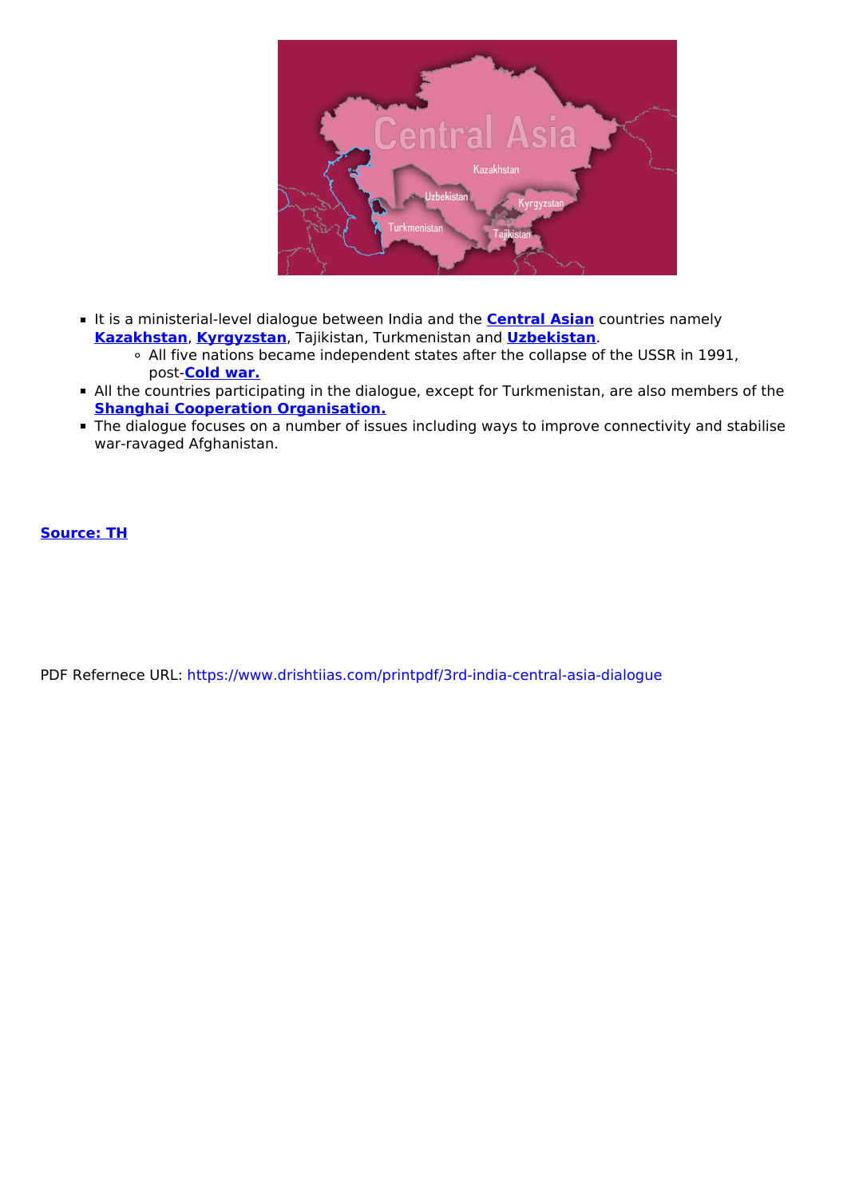- It is a ministerial-level dialogue between India and the **Central Asian** countries namely **Kazakhstan**, **Kyrgyzstan**, Tajikistan, Turkmenistan and **Uzbekistan**.
  - All five nations became independent states after the collapse of the USSR in 1991, post-**Cold war.**
- All the countries participating in the dialogue, except for Turkmenistan, are also members of the **Shanghai Cooperation Organisation.**
- The dialogue focuses on a number of issues including ways to improve connectivity and stabilise war-ravaged Afghanistan.

**Source: TH**

PDF Refernece URL: https://www.drishtiias.com/printpdf/3rd-india-central-asia-dialogue